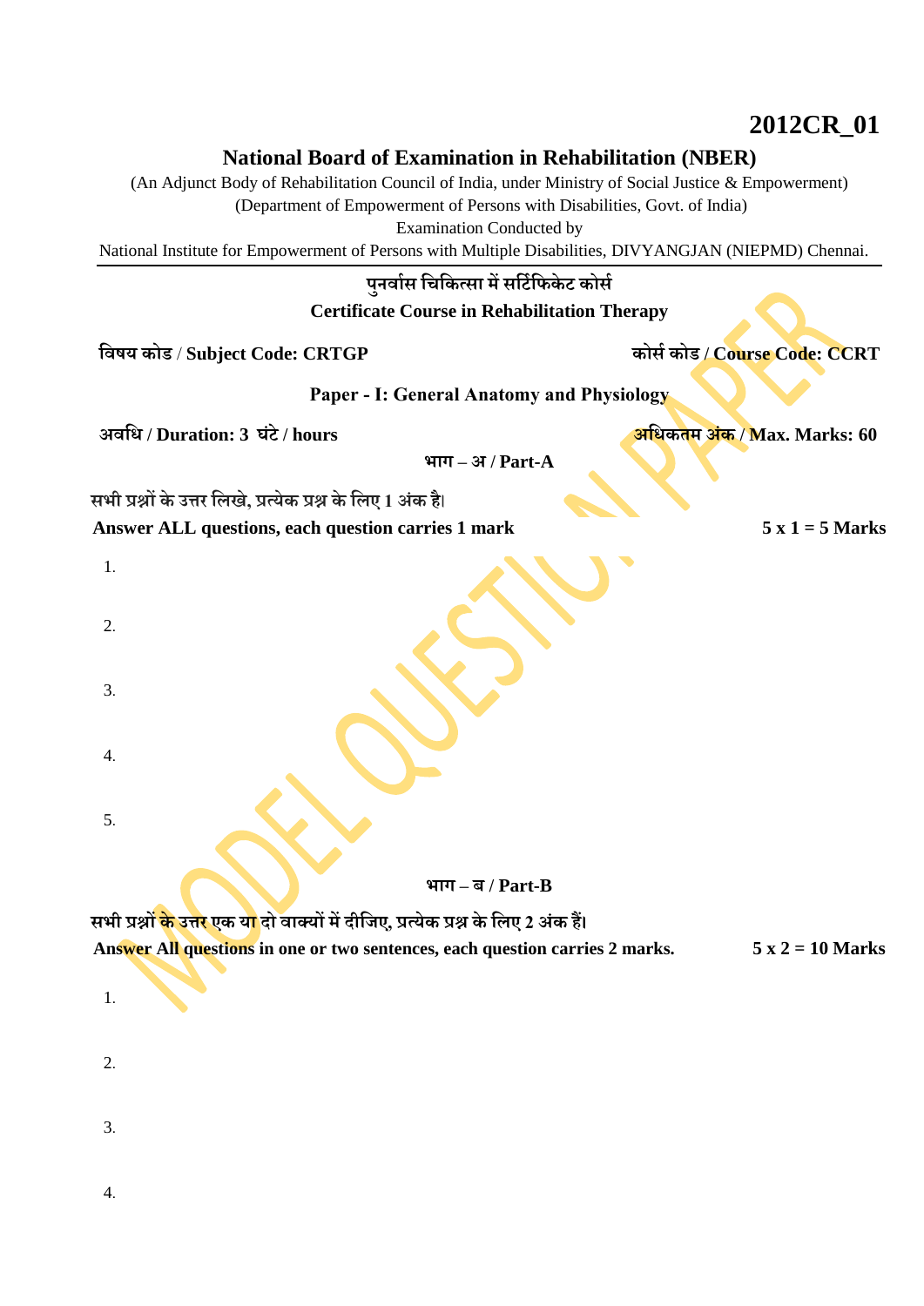**2012CR_01**

# National Board of Examination in Rehabilitation (NBER)

(An Adjunct Body of Rehabilitation Council of India, under Ministry of Social Justice & Empowerment)
(Department of Empowerment of Persons with Disabilities, Govt. of India)
Examination Conducted by
National Institute for Empowerment of Persons with Multiple Disabilities, DIVYANGJAN (NIEPMD) Chennai.

---

**पुनर्वास चिकित्सा में सर्टिफिकेट कोर्स**

**Certificate Course in Rehabilitation Therapy**

**विषय कोड / Subject Code: CRTGP** **कोर्स कोड / Course Code: CCRT**

**Paper - I: General Anatomy and Physiology**

**अवधि / Duration: 3 घंटे / hours** **अधिकतम अंक / Max. Marks: 60**

**भाग – अ / Part-A**

**सभी प्रश्नों के उत्तर लिखे, प्रत्येक प्रश्न के लिए 1 अंक है।**
**Answer ALL questions, each question carries 1 mark** **5 x 1 = 5 Marks**

1.

2.

3.

4.

5.

**भाग – ब / Part-B**

**सभी प्रश्नों के उत्तर एक या दो वाक्यों में दीजिए, प्रत्येक प्रश्न के लिए 2 अंक हैं।**
**Answer All questions in one or two sentences, each question carries 2 marks.** **5 x 2 = 10 Marks**

1.

2.

3.

4.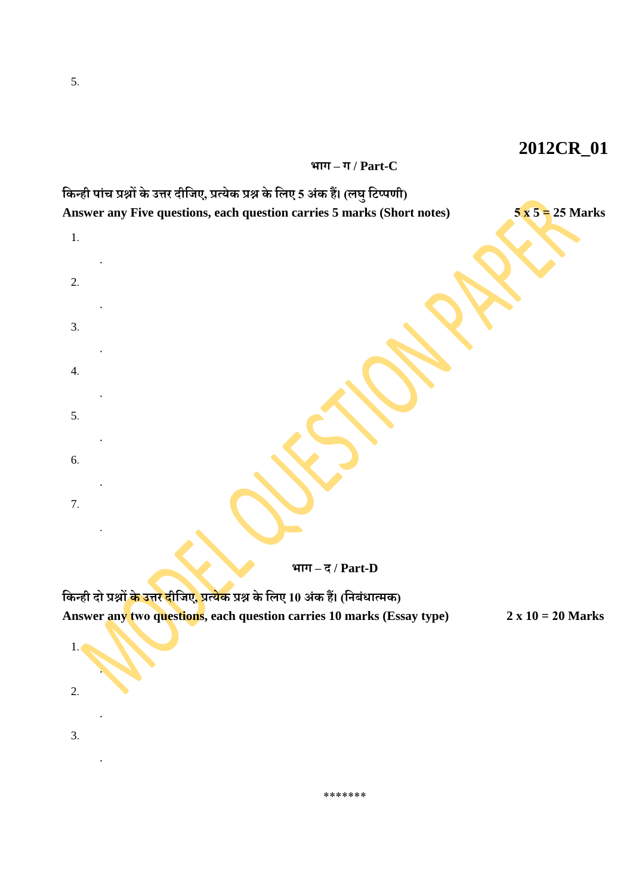5.

**2012CR_01**

### भाग – ग / Part-C

**किन्ही पांच प्रश्नों के उत्तर दीजिए, प्रत्येक प्रश्न के लिए 5 अंक हैं। (लघु टिप्पणी)**
**Answer any Five questions, each question carries 5 marks (Short notes)** **5 x 5 = 25 Marks**

1. .
2. .
3. .
4. .
5. .
6. .
7. .

### भाग – द / Part-D

**किन्ही दो प्रश्नों के उत्तर दीजिए, प्रत्येक प्रश्न के लिए 10 अंक हैं। (निबंधात्मक)**
**Answer any two questions, each question carries 10 marks (Essay type)** **2 x 10 = 20 Marks**

1. .
2. .
3. .

*******